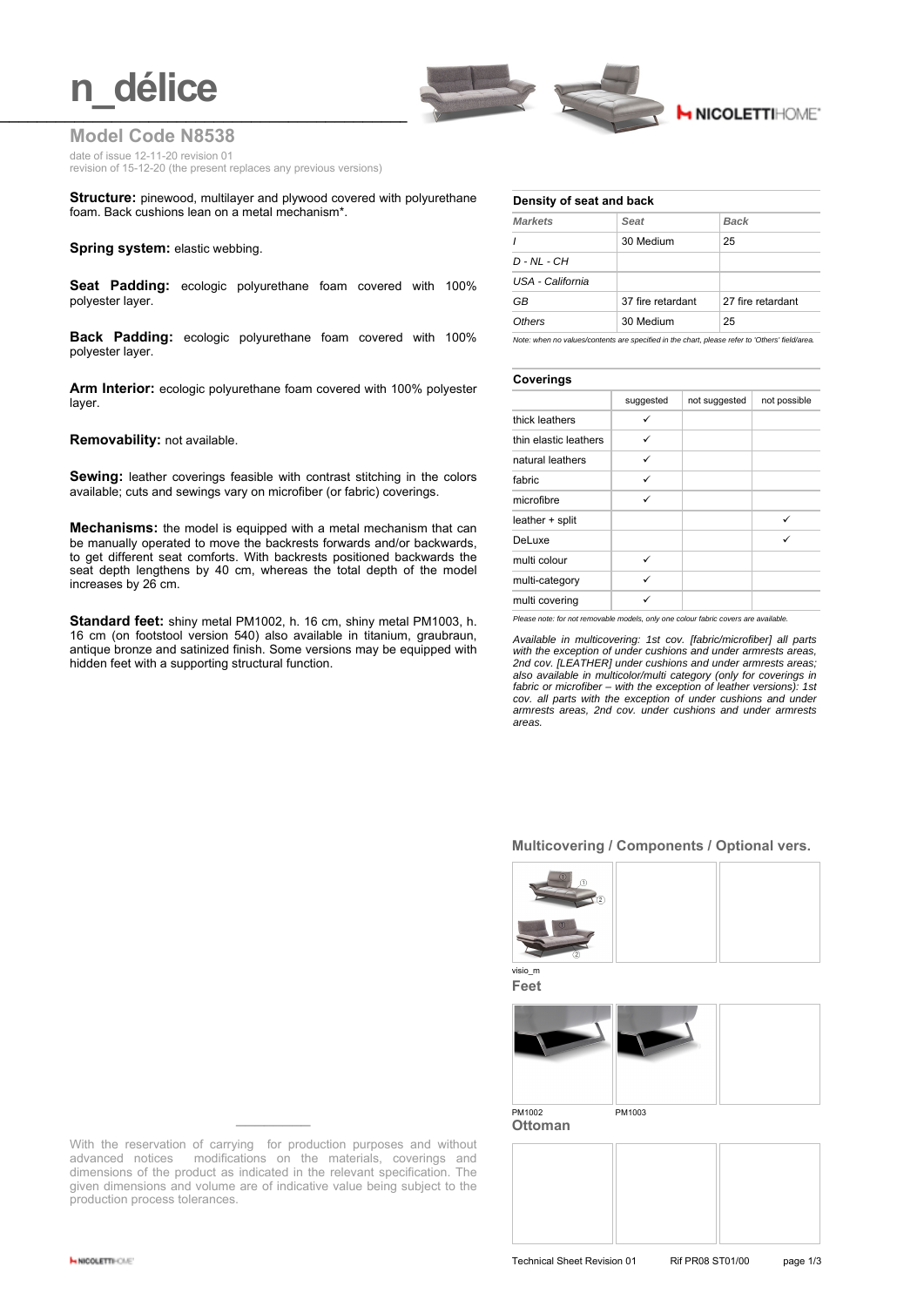# n_délice

## Model Code N8538

date of issue 12-11-20 revision 01
revision of 15-12-20 (the present replaces any previous versions)

**Structure:** pinewood, multilayer and plywood covered with polyurethane foam. Back cushions lean on a metal mechanism*.

**Spring system:** elastic webbing.

**Seat Padding:** ecologic polyurethane foam covered with 100% polyester layer.

**Back Padding:** ecologic polyurethane foam covered with 100% polyester layer.

**Arm Interior:** ecologic polyurethane foam covered with 100% polyester layer.

**Removability:** not available.

**Sewing:** leather coverings feasible with contrast stitching in the colors available; cuts and sewings vary on microfiber (or fabric) coverings.

**Mechanisms:** the model is equipped with a metal mechanism that can be manually operated to move the backrests forwards and/or backwards, to get different seat comforts. With backrests positioned backwards the seat depth lengthens by 40 cm, whereas the total depth of the model increases by 26 cm.

**Standard feet:** shiny metal PM1002, h. 16 cm, shiny metal PM1003, h. 16 cm (on footstool version 540) also available in titanium, graubraun, antique bronze and satinized finish. Some versions may be equipped with hidden feet with a supporting structural function.

### Density of seat and back

| *Markets* | *Seat* | *Back* |
|---|---|---|
| *I* | 30 Medium | 25 |
| *D - NL - CH* | | |
| *USA - California* | | |
| *GB* | 37 fire retardant | 27 fire retardant |
| *Others* | 30 Medium | 25 |

*Note: when no values/contents are specified in the chart, please refer to 'Others' field/area.*

### Coverings

| | suggested | not suggested | not possible |
|---|---|---|---|
| thick leathers | ✓ | | |
| thin elastic leathers | ✓ | | |
| natural leathers | ✓ | | |
| fabric | ✓ | | |
| microfibre | ✓ | | |
| leather + split | | | ✓ |
| DeLuxe | | | ✓ |
| multi colour | ✓ | | |
| multi-category | ✓ | | |
| multi covering | ✓ | | |

*Please note: for not removable models, only one colour fabric covers are available.*

*Available in multicovering: 1st cov. [fabric/microfiber] all parts with the exception of under cushions and under armrests areas, 2nd cov. [LEATHER] under cushions and under armrests areas; also available in multicolor/multi category (only for coverings in fabric or microfiber – with the exception of leather versions): 1st cov. all parts with the exception of under cushions and under armrests areas, 2nd cov. under cushions and under armrests areas.*

### Multicovering / Components / Optional vers.

visio_m

### Feet

PM1002 PM1003

### Ottoman

With the reservation of carrying for production purposes and without advanced notices modifications on the materials, coverings and dimensions of the product as indicated in the relevant specification. The given dimensions and volume are of indicative value being subject to the production process tolerances.

Technical Sheet Revision 01 Rif PR08 ST01/00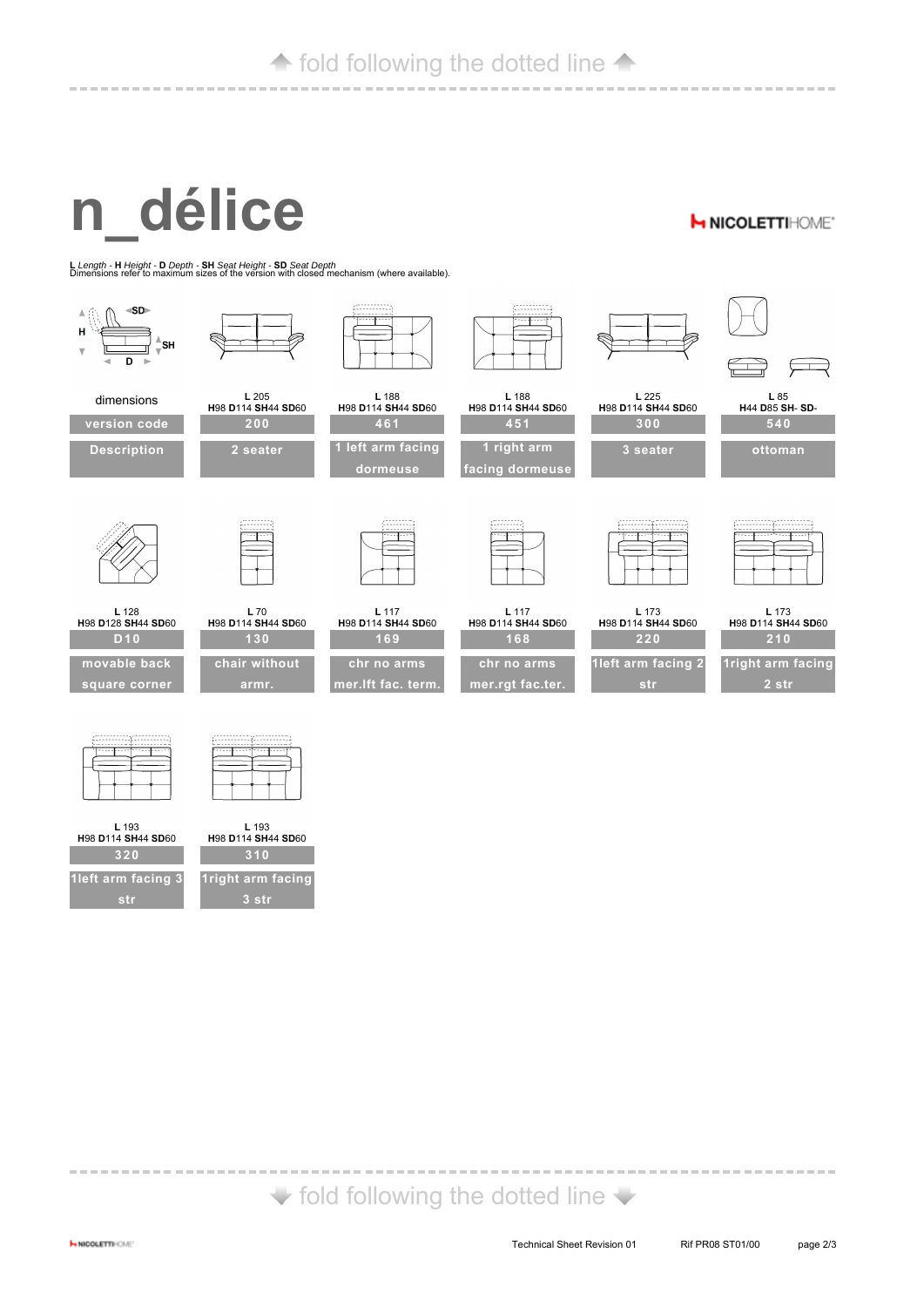# n_délice

NICOLETTIHOME

**L** *Length* - **H** *Height* - **D** *Depth* - **SH** *Seat Height* - **SD** *Seat Depth*
Dimensions refer to maximum sizes of the version with closed mechanism (where available).

| dimensions | version code | Description |
|---|---|---|
| **L** 205 **H**98 **D**114 **SH**44 **SD**60 | 200 | 2 seater |
| **L** 188 **H**98 **D**114 **SH**44 **SD**60 | 461 | 1 left arm facing dormeuse |
| **L** 188 **H**98 **D**114 **SH**44 **SD**60 | 451 | 1 right arm facing dormeuse |
| **L** 225 **H**98 **D**114 **SH**44 **SD**60 | 300 | 3 seater |
| **L** 85 **H**44 **D**85 **SH**- **SD**- | 540 | ottoman |
| **L** 128 **H**98 **D**128 **SH**44 **SD**60 | D10 | movable back square corner |
| **L** 70 **H**98 **D**114 **SH**44 **SD**60 | 130 | chair without armr. |
| **L** 117 **H**98 **D**114 **SH**44 **SD**60 | 169 | chr no arms mer.lft fac. term. |
| **L** 117 **H**98 **D**114 **SH**44 **SD**60 | 168 | chr no arms mer.rgt fac.ter. |
| **L** 173 **H**98 **D**114 **SH**44 **SD**60 | 220 | 1left arm facing 2 str |
| **L** 173 **H**98 **D**114 **SH**44 **SD**60 | 210 | 1right arm facing 2 str |
| **L** 193 **H**98 **D**114 **SH**44 **SD**60 | 320 | 1left arm facing 3 str |
| **L** 193 **H**98 **D**114 **SH**44 **SD**60 | 310 | 1right arm facing 3 str |

Technical Sheet Revision 01 &nbsp;&nbsp;&nbsp; Rif PR08 ST01/00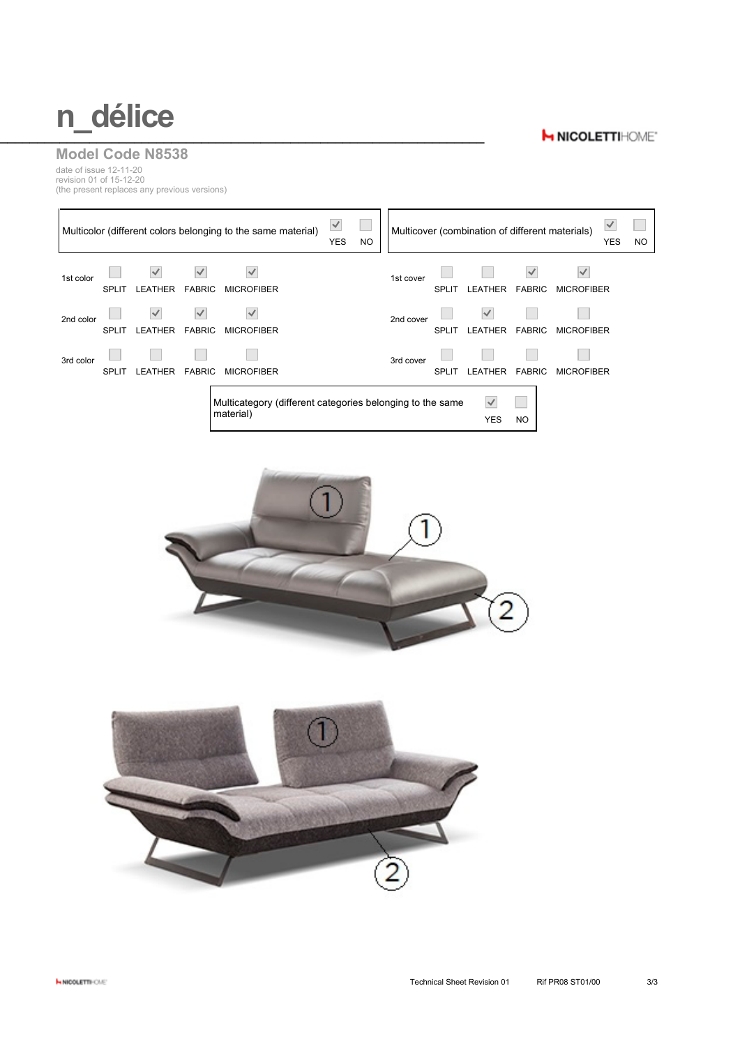# n_délice

NICOLETTIHOME

## Model Code N8538

date of issue 12-11-20
revision 01 of 15-12-20
(the present replaces any previous versions)

| Multicolor (different colors belonging to the same material) | YES | NO |
|---|---|---|
| | ☑ | ☐ |

| | SPLIT | LEATHER | FABRIC | MICROFIBER |
|---|---|---|---|---|
| 1st color | ☐ | ☑ | ☑ | ☑ |
| 2nd color | ☐ | ☑ | ☑ | ☑ |
| 3rd color | ☐ | ☐ | ☐ | ☐ |

| Multicover (combination of different materials) | YES | NO |
|---|---|---|
| | ☑ | ☐ |

| | SPLIT | LEATHER | FABRIC | MICROFIBER |
|---|---|---|---|---|
| 1st cover | ☐ | ☐ | ☑ | ☑ |
| 2nd cover | ☐ | ☑ | ☐ | ☐ |
| 3rd cover | ☐ | ☐ | ☐ | ☐ |

| Multicategory (different categories belonging to the same material) | YES | NO |
|---|---|---|
| | ☑ | ☐ |

1

1

2

1

2

Technical Sheet Revision 01 Rif PR08 ST01/00